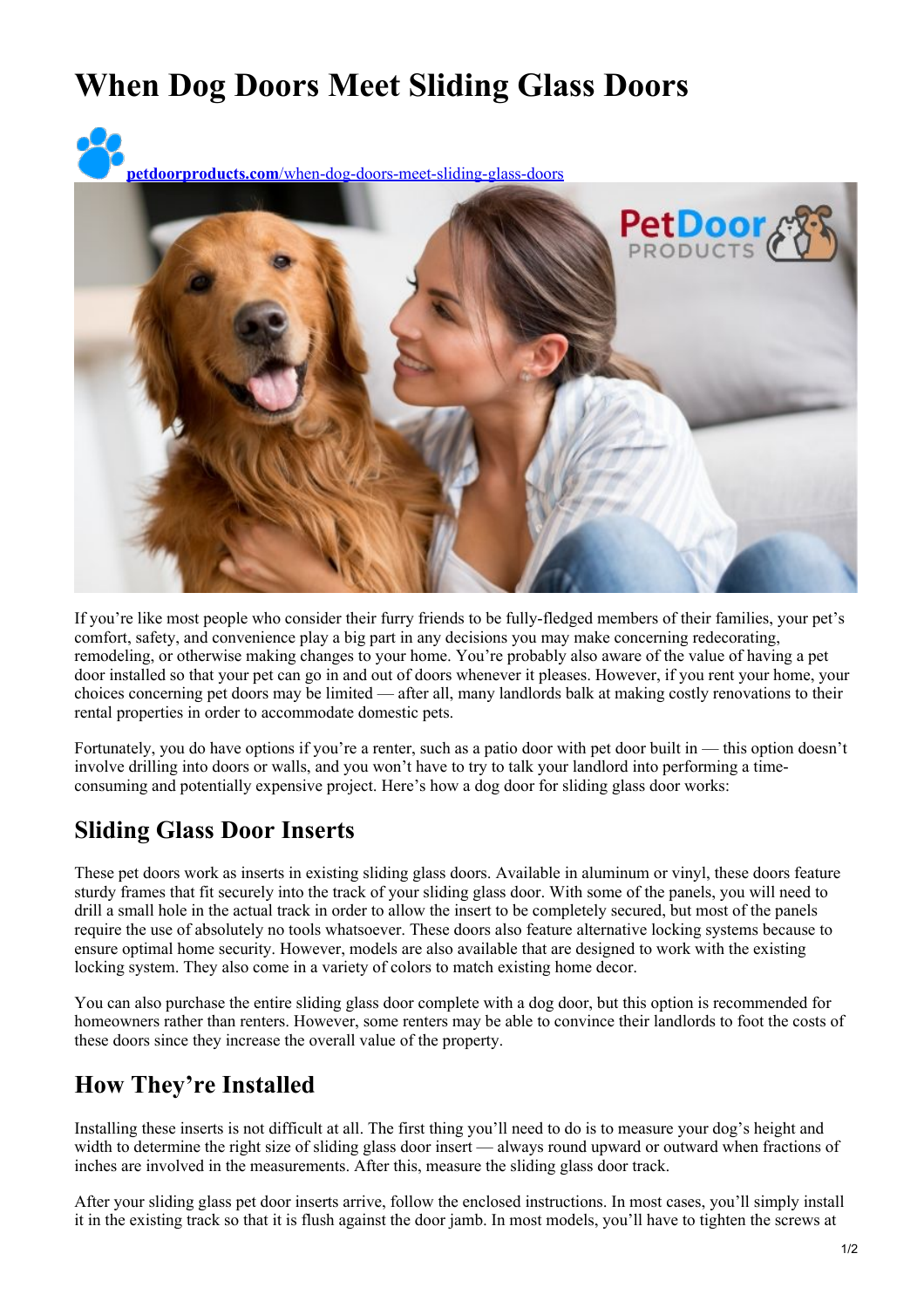# When Dog Doors Meet Sliding Glass Doors

[petdoorproducts.com/when-dog-doors-meet-sliding-glass-doors](petdoorproducts.com/when-dog-doors-meet-sliding-glass-doors)

If you're like most people who consider their furry friends to be fully-fledged members of their families, your pet's comfort, safety, and convenience play a big part in any decisions you may make concerning redecorating, remodeling, or otherwise making changes to your home. You're probably also aware of the value of having a pet door installed so that your pet can go in and out of doors whenever it pleases. However, if you rent your home, your choices concerning pet doors may be limited — after all, many landlords balk at making costly renovations to their rental properties in order to accommodate domestic pets.

Fortunately, you do have options if you're a renter, such as a patio door with pet door built in — this option doesn't involve drilling into doors or walls, and you won't have to try to talk your landlord into performing a time-consuming and potentially expensive project. Here's how a dog door for sliding glass door works:

## Sliding Glass Door Inserts

These pet doors work as inserts in existing sliding glass doors. Available in aluminum or vinyl, these doors feature sturdy frames that fit securely into the track of your sliding glass door. With some of the panels, you will need to drill a small hole in the actual track in order to allow the insert to be completely secured, but most of the panels require the use of absolutely no tools whatsoever. These doors also feature alternative locking systems because to ensure optimal home security. However, models are also available that are designed to work with the existing locking system. They also come in a variety of colors to match existing home decor.

You can also purchase the entire sliding glass door complete with a dog door, but this option is recommended for homeowners rather than renters. However, some renters may be able to convince their landlords to foot the costs of these doors since they increase the overall value of the property.

## How They're Installed

Installing these inserts is not difficult at all. The first thing you'll need to do is to measure your dog's height and width to determine the right size of sliding glass door insert — always round upward or outward when fractions of inches are involved in the measurements. After this, measure the sliding glass door track.

After your sliding glass pet door inserts arrive, follow the enclosed instructions. In most cases, you'll simply install it in the existing track so that it is flush against the door jamb. In most models, you'll have to tighten the screws at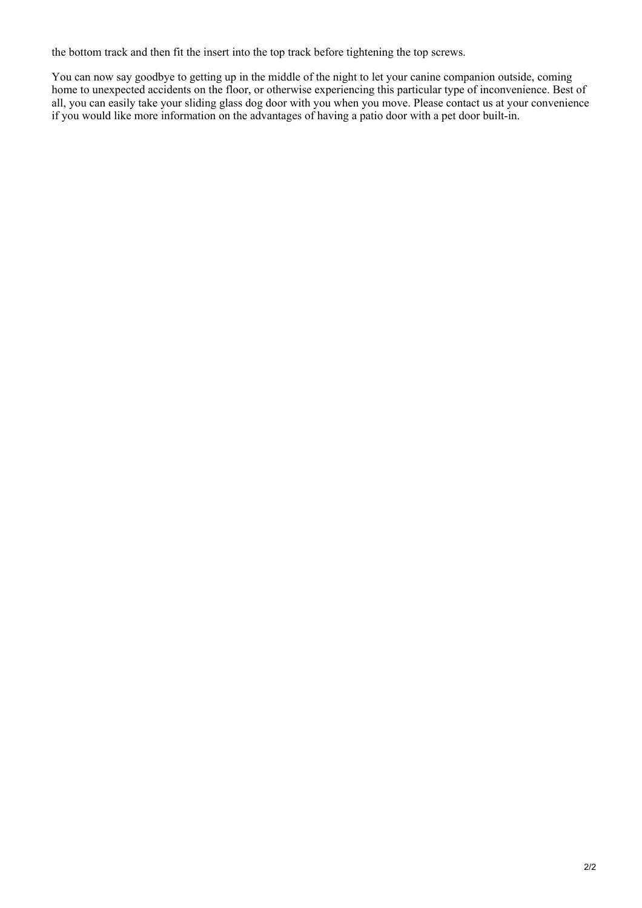the bottom track and then fit the insert into the top track before tightening the top screws.

You can now say goodbye to getting up in the middle of the night to let your canine companion outside, coming home to unexpected accidents on the floor, or otherwise experiencing this particular type of inconvenience. Best of all, you can easily take your sliding glass dog door with you when you move. Please contact us at your convenience if you would like more information on the advantages of having a patio door with a pet door built-in.